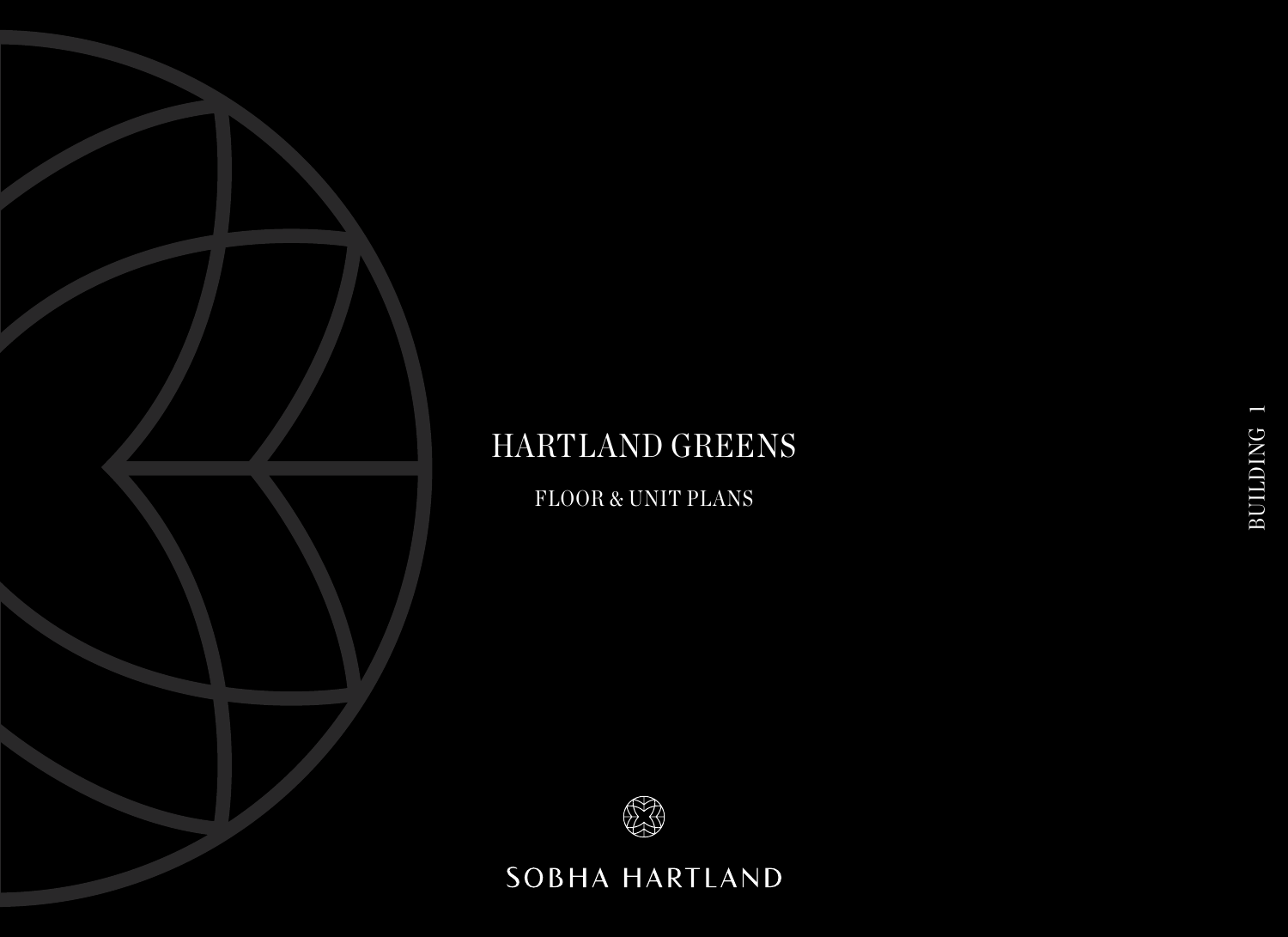# HARTLAND GREENS

FLOOR & UNIT PLANS

BUILDING 1

SOBHA HARTLAND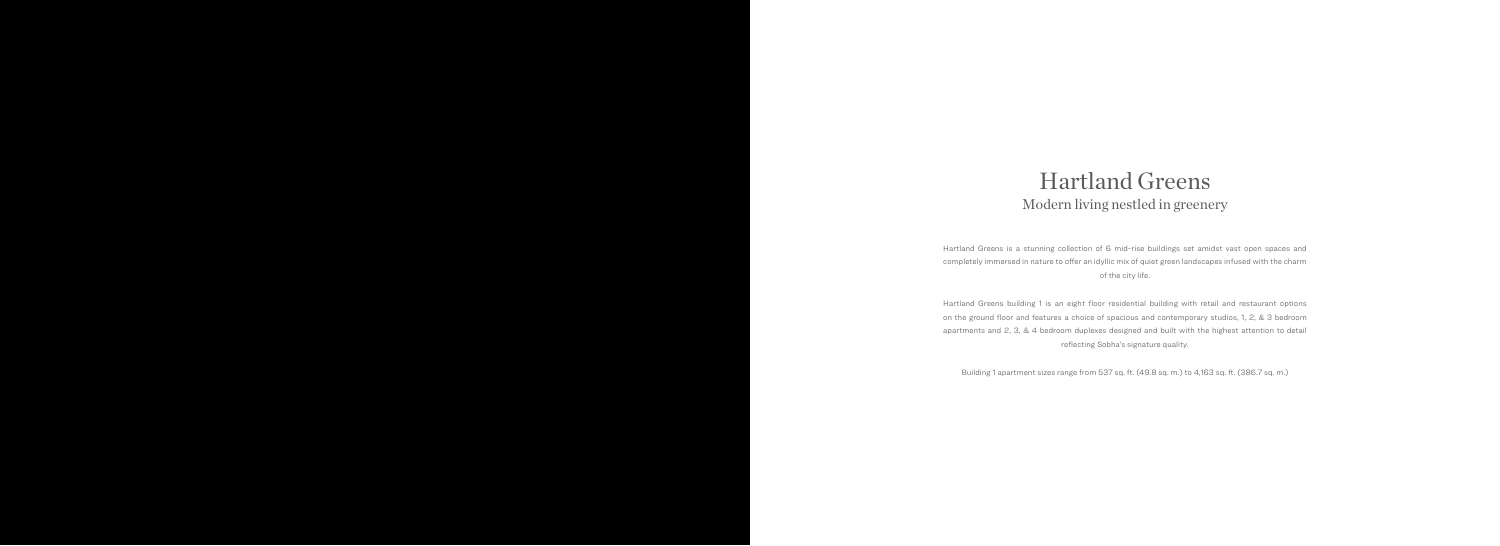# Hartland Greens

## Modern living nestled in greenery

Hartland Greens is a stunning collection of 6 mid-rise buildings set amidst vast open spaces and completely immersed in nature to offer an idyllic mix of quiet green landscapes infused with the charm of the city life.

Hartland Greens building 1 is an eight floor residential building with retail and restaurant options on the ground floor and features a choice of spacious and contemporary studios, 1, 2, & 3 bedroom apartments and 2, 3, & 4 bedroom duplexes designed and built with the highest attention to detail reflecting Sobha's signature quality.

Building 1 apartment sizes range from 537 sq. ft. (49.8 sq. m.) to 4,163 sq. ft. (386.7 sq. m.)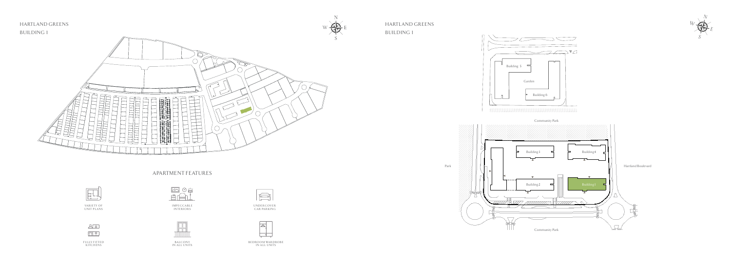# HARTLAND GREENS
## BUILDING 1

## APARTMENT FEATURES

- VARIETY OF UNIT PLANS
- IMPECCABLE INTERIORS
- UNDERCOVER CAR PARKING
- FULLY FITTED KITCHENS
- BALCONY IN ALL UNITS
- BEDROOM WARDROBE IN ALL UNITS

# HARTLAND GREENS
## BUILDING 1

Building 5

Garden

Building 6

Community Park

Park

Building 3

Building 4

Hartland Boulevard

Building 2

Building 1

Community Park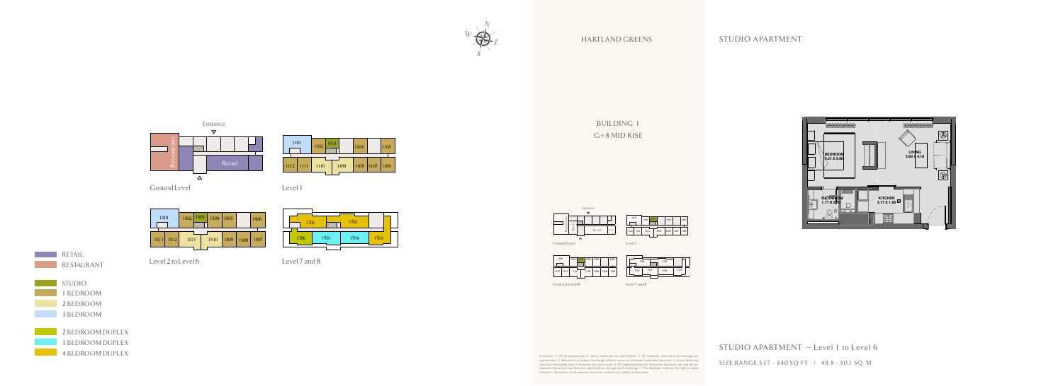HARTLAND GREENS

STUDIO APARTMENT

BUILDING 1

G+8 MID RISE

Entrance

Restaurant

Retail

Ground Level

Level 1

Level 2 to Level 6

Level 7 and 8

RETAIL

RESTAURANT

STUDIO

1 BEDROOM

2 BEDROOM

3 BEDROOM

2 BEDROOM DUPLEX

3 BEDROOM DUPLEX

4 BEDROOM DUPLEX

BEDROOM 3.21 X 3.60

LIVING 3.60 X 4.16

BATHROOM 1.71 X 2.25

KITCHEN 3.17 X 1.65

Disclaimer: 1. All dimensions are in metric, measured to wall finishes. 2. All materials, dimensions & drawings are approximate. 3. Information is subject to change without notice, at developer's absolute discretion. 4. Actual area may vary from the stated area. 5. Drawings are not to scale. 6. All images used are for illustrative purposes only and do not represent the actual size, features, specifications, fittings and furnishings. 7. The developer reserves the right to make revisions/ alterations, at its absolute discretion, without any liability whatsoever.

## STUDIO APARTMENT – Level 1 to Level 6

SIZE RANGE 537 - 540 SQ.FT. | 49.8 - 50.1 SQ. M.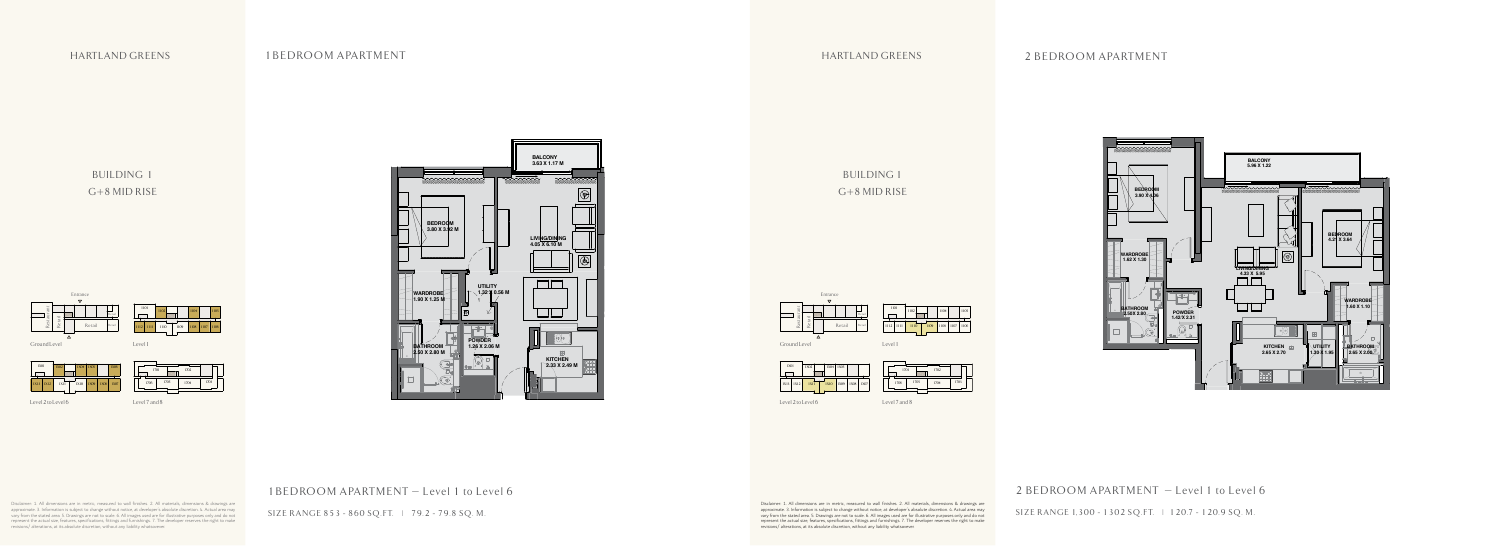HARTLAND GREENS

# 1 BEDROOM APARTMENT

## BUILDING 1

G+8 MID RISE

Entrance

Retail

Ground Level

Level 1

Level 2 to Level 6

Level 7 and 8

BALCONY
3.63 X 1.17 M

BEDROOM
3.80 X 3.92 M

LIVING/DINING
4.05 X 5.10 M

UTILITY
1.32 X 0.56 M

WARDROBE
1.90 X 1.25 M

POWDER
1.26 X 2.06 M

BATHROOM
2.30 X 2.80 M

KITCHEN
3.33 X 2.49 M

Disclaimer: 1. All dimensions are in metric, measured to wall finishes. 2. All materials, dimensions & drawings are approximate. 3. Information is subject to change without notice, at developer's absolute discretion. 4. Actual area may vary from the stated area. 5. Drawings are not to scale. 6. All images used are for illustrative purposes only and do not represent the actual size, features, specifications, fittings and furnishings. 7. The developer reserves the right to make revisions/ alterations, at its absolute discretion, without any liability whatsoever.

1 BEDROOM APARTMENT – Level 1 to Level 6

SIZE RANGE 853 - 860 SQ.FT. | 79.2 - 79.8 SQ.M.

HARTLAND GREENS

# 2 BEDROOM APARTMENT

## BUILDING 1

G+8 MID RISE

Entrance

Retail

Ground Level

Level 1

Level 2 to Level 6

Level 7 and 8

BALCONY
5.96 X 1.22

BEDROOM
3.60 X 4.36

BEDROOM
4.21 X 3.64

LIVING/DINING
4.93 X 5.86

WARDROBE
1.63 X 1.38

WARDROBE
1.60 X 1.10

BATHROOM
2.50 X 2.80

POWDER
1.43 X 2.31

KITCHEN
2.65 X 2.70

UTILITY
1.39 X 1.55

BATHROOM
2.85 X 2.05

Disclaimer: 1. All dimensions are in metric, measured to wall finishes. 2. All materials, dimensions & drawings are approximate. 3. Information is subject to change without notice, at developer's absolute discretion. 4. Actual area may vary from the stated area. 5. Drawings are not to scale. 6. All images used are for illustrative purposes only and do not represent the actual size, features, specifications, fittings and furnishings. 7. The developer reserves the right to make revisions/ alterations, at its absolute discretion, without any liability whatsoever.

2 BEDROOM APARTMENT – Level 1 to Level 6

SIZE RANGE 1,300 - 1302 SQ.FT. | 120.7 - 120.9 SQ.M.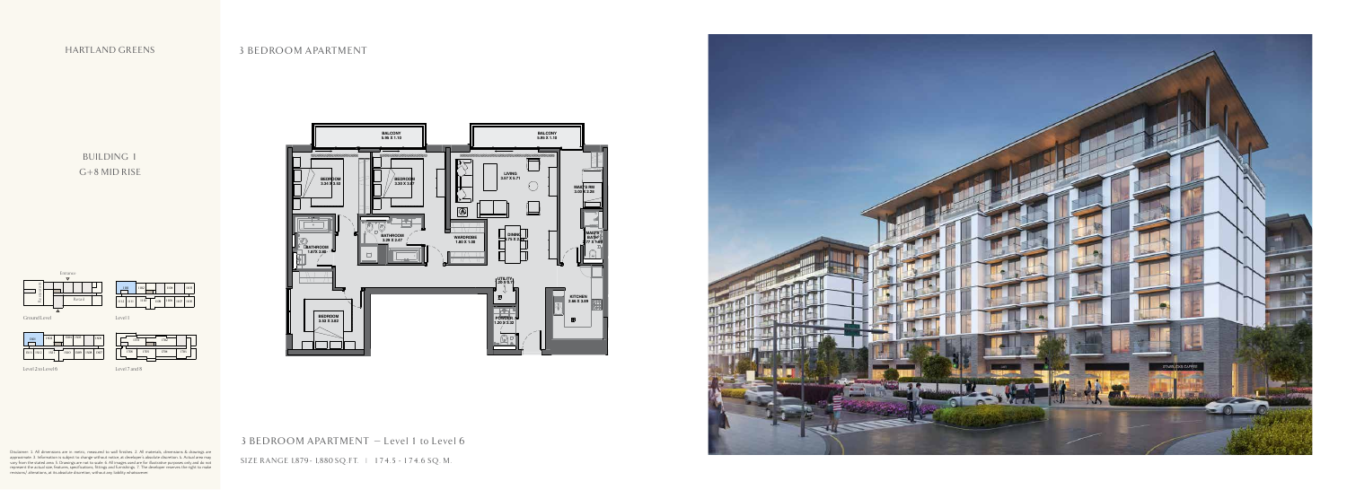HARTLAND GREENS

# 3 BEDROOM APARTMENT

BUILDING 1
G+8 MID RISE

BALCONY 5.95 X 1.10

BALCONY 5.95 X 1.10

BEDROOM 3.34 X 3.53

BEDROOM 3.30 X 3.57

LIVING 3.57 X 5.71

MAID'S RM 3.05 X 2.26

BATHROOM 3.26 X 2.67

WARDROBE 1.80 X 1.38

DINING 2.75 X 3.00

MAID'S BATH 2.77 X 1.40

BATHROOM 1.67 X 2.60

UTILITY 1.20 X 0.71

KITCHEN 2.66 X 3.69

BEDROOM 3.53 X 3.82

POWDER 1.20 X 2.32

Entrance

Ground Level

Level 1

Level 2 to Level 6

Level 7 and 8

Disclaimer: 1. All dimensions are in metric, measured to wall finishes. 2. All materials, dimensions & drawings are approximate. 3. Information is subject to change without notice, at developer's absolute discretion. 4. Actual area may vary from the stated area. 5. Drawings are not to scale. 6. All images used are for illustrative purposes only and do not represent the actual size, features, specifications, fittings and furnishings. 7. The developer reserves the right to make revisions/ alterations, at its absolute discretion, without any liability whatsoever.

## 3 BEDROOM APARTMENT – Level 1 to Level 6

SIZE RANGE 1,879 - 1,880 SQ.FT. | 174.5 - 174.6 SQ. M.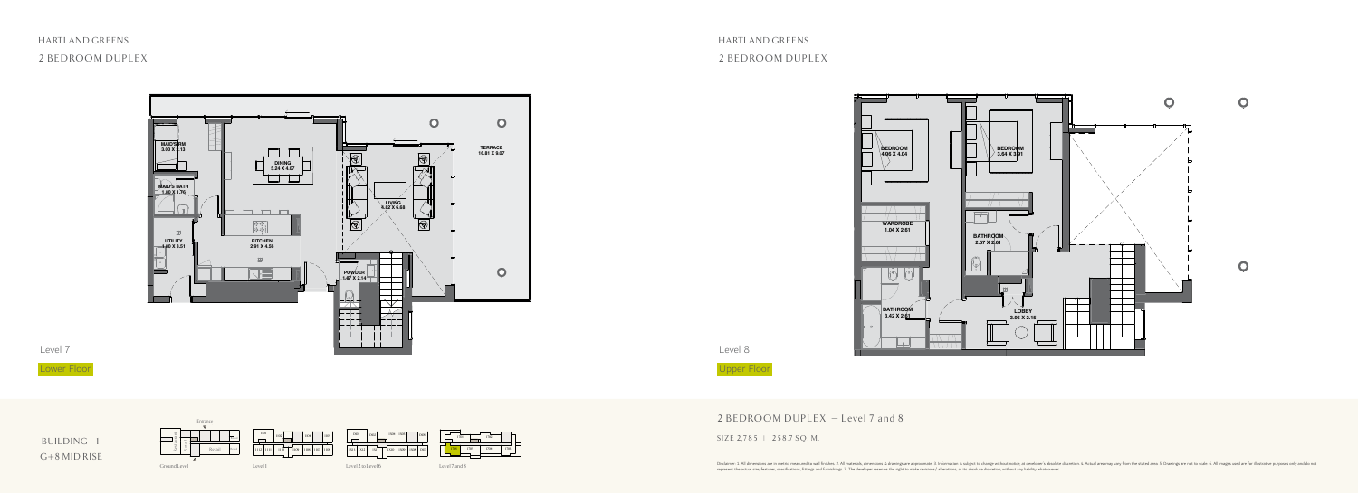HARTLAND GREENS

2 BEDROOM DUPLEX

MAID'S RM
3.00 X 2.13

DINING
5.24 X 4.07

TERRACE
16.81 X 9.07

MAID'S BATH
1.60 X 1.76

LIVING
6.82 X 6.68

UTILITY
1.80 X 3.51

KITCHEN
2.91 X 4.56

POWDER
1.67 X 2.14

Level 7

Lower Floor

HARTLAND GREENS

2 BEDROOM DUPLEX

BEDROOM
4.06 X 4.04

BEDROOM
3.64 X 3.91

WARDROBE
1.04 X 2.61

BATHROOM
2.57 X 2.61

BATHROOM
3.42 X 2.61

LOBBY
3.96 X 2.15

Level 8

Upper Floor

BUILDING - 1
G+8 MID RISE

Ground Level

Level 1

Level 2 to Level 6

Level 7 and 8

2 BEDROOM DUPLEX – Level 7 and 8

SIZE 2,785 | 258.7 SQ.M.

Disclaimer: 1. All dimensions are in metric, measured to wall finishes. 2. All materials, dimensions & drawings are approximate. 3. Information is subject to change without notice, at developer's absolute discretion. 4. Actual area may vary from the stated area. 5. Drawings are not to scale. 6. All images used are for illustrative purposes only and do not represent the actual size, features, specifications, fittings and furnishings. 7. The developer reserves the right to make revisions/ alterations, at its absolute discretion without any liability whatsoever.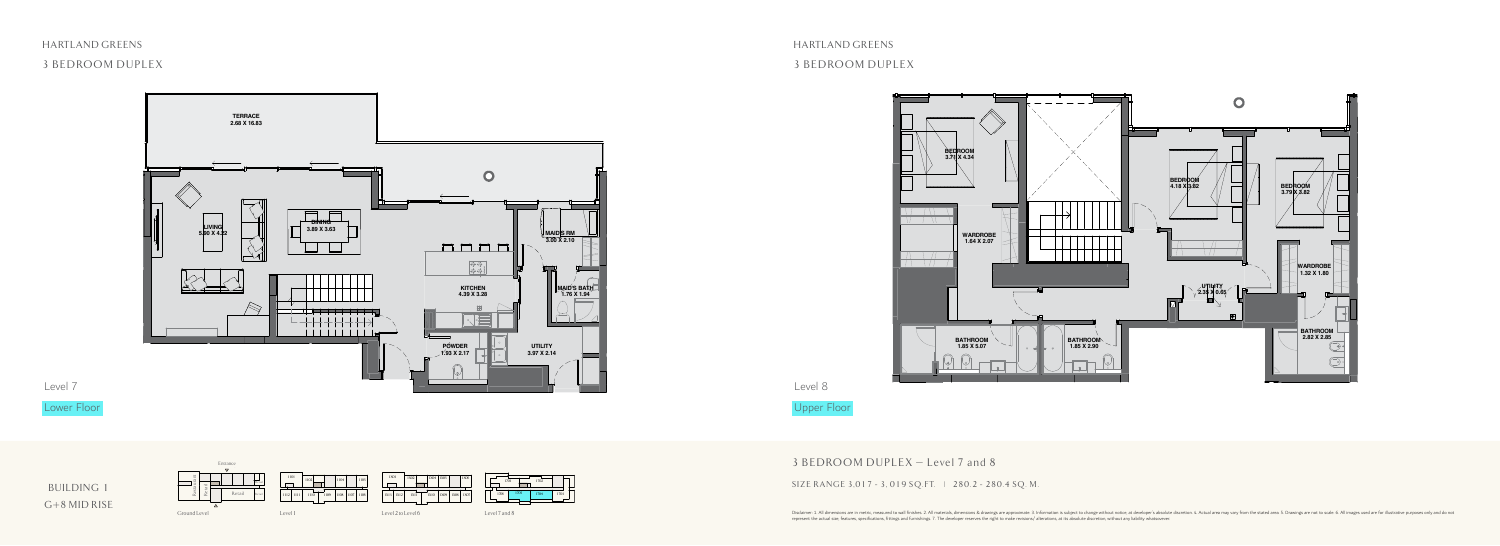## HARTLAND GREENS

### 3 BEDROOM DUPLEX

TERRACE
2.68 X 16.83

LIVING
5.90 X 4.32

DINING
3.80 X 3.63

MAID'S RM
3.00 X 2.10

KITCHEN
4.39 X 3.28

MAID'S BATH
1.76 X 1.54

POWDER
1.93 X 2.17

UTILITY
3.97 X 2.14

Level 7

Lower Floor

BEDROOM
3.71 X 4.34

WARDROBE
1.64 X 2.07

BEDROOM
4.18 X 3.82

BEDROOM
3.79 X 3.82

WARDROBE
1.32 X 1.80

UTILITY
2.28 X 0.65

BATHROOM
1.85 X 3.07

BATHROOM
1.85 X 2.90

BATHROOM
2.82 X 2.85

Level 8

Upper Floor

BUILDING 1
G+8 MID RISE

Entrance

Retail

Ground Level

Level 1

Level 2 to Level 6

Level 7 and 8

### 3 BEDROOM DUPLEX – Level 7 and 8

SIZE RANGE 3,017 - 3,019 SQ.FT. | 280.2 - 280.4 SQ.M.

Disclaimer: 1. All dimensions are in metric, measured to wall finishes. 2. All materials, dimensions & drawings are approximate. 3. Information is subject to change without notice, at developer's absolute discretion. 4. Actual area may vary from the stated area. 5. Drawings are not to scale. 6. All images used are for illustrative purposes only and do not represent the actual size, features, specifications, fittings and furnishings. 7. The developer reserves the right to make revisions/ alterations, at its absolute discretion without any liability whatsoever.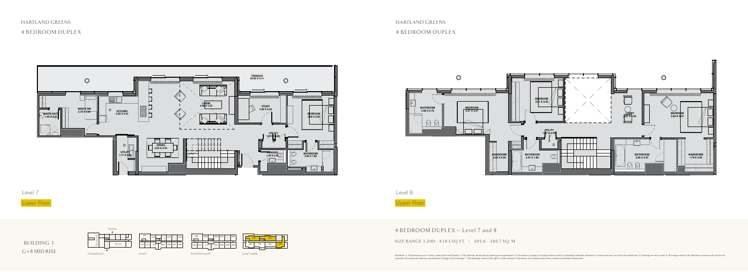# HARTLAND GREENS

## 4 BEDROOM DUPLEX

TERRACE
25.05 X 2.11

MAID'S RM
2.79 X 2.90

MAID'S BATH
1.60 X 2.32

KITCHEN
4.25 X 3.34

LIVING
4.95 X 7.23

STUDY
4.05 X 3.33

BEDROOM
3.62 X 3.60

UTILITY
2.01 X 0.90

DINING
3.05 X 3.76

UTILITY
1.71 X 3.56

POWDER
1.18 X 2.16

BATHROOM
3.92 X 1.65

Level 7

Lower Floor

BATHROOM
2.98 X 2.79

BEDROOM
3.27 X 3.41

BEDROOM
3.41 X 3.56

UTILITY
1.27 X 0.76

LOBBY
4.27 X 1.55

BEDROOM
5.69 X 3.47

WARDROBE
2.35 X 3.86

BATHROOM
3.91 X 1.80

BATHROOM
2.65 X 5.07

WARDROBE
1.79 X 2.85

Level 8

Upper Floor

BUILDING 1
G+8 MID RISE

Ground Level | Level 1 | Level 2 to Level 6 | Level 7 and 8

## 4 BEDROOM DUPLEX – Level 7 and 8

SIZE RANGE 3,290 - 4,163 SQ.FT. | 305.6 - 386.7 SQ.M.

Disclaimer: 1. All dimensions are in metric, measured to wall finishes. 2. All materials, dimensions & drawings are approximate. 3. Information is subject to change without notice, at developer's absolute discretion. 4. Actual area may vary from the stated area. 5. Drawings are not to scale. 6. All images used are for illustrative purposes only and do not represent the actual size, features, specifications, fittings and furnishings. 7. The developer reserves the right to make revisions/ alterations, at its absolute discretion without any liability whatsoever.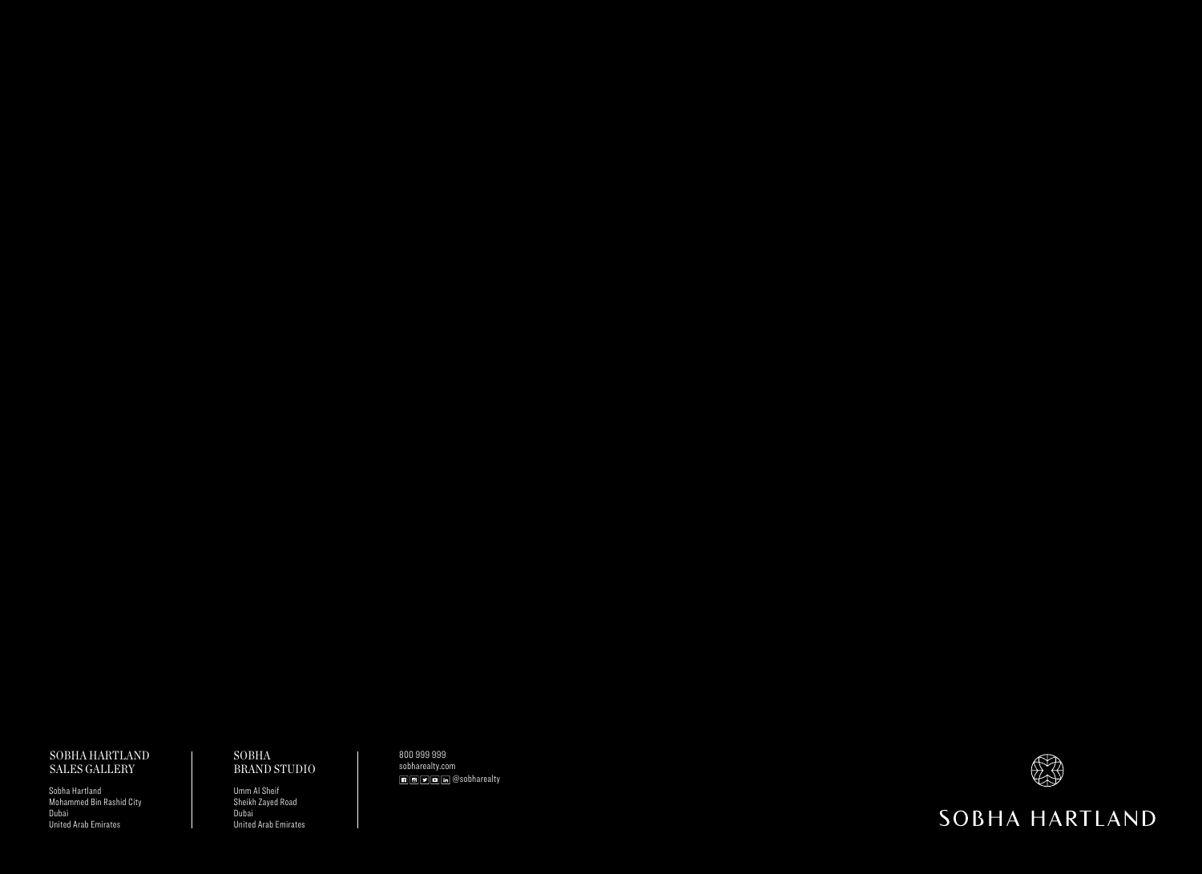SOBHA HARTLAND
SALES GALLERY

Sobha Hartland
Mohammed Bin Rashid City
Dubai
United Arab Emirates

SOBHA
BRAND STUDIO

Umm Al Sheif
Sheikh Zayed Road
Dubai
United Arab Emirates

800 999 999
sobharealty.com
@sobharealty

SOBHA HARTLAND